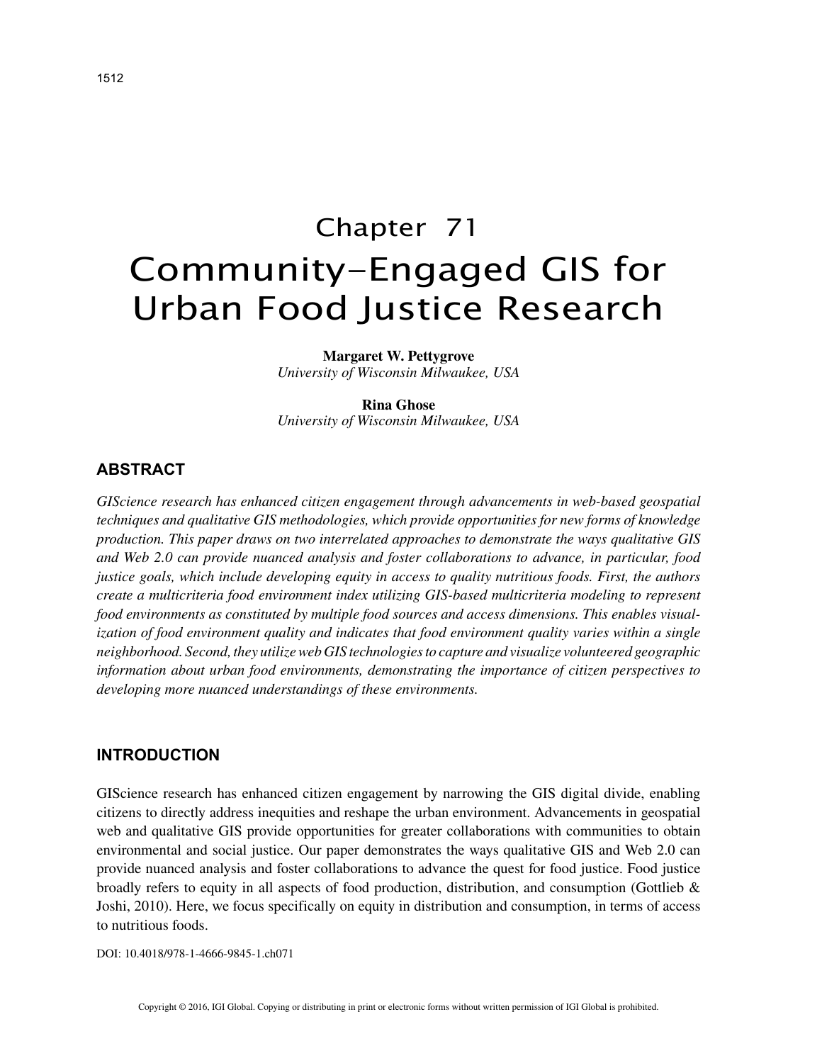# Chapter 71
# Community-Engaged GIS for Urban Food Justice Research

**Margaret W. Pettygrove**
*University of Wisconsin Milwaukee, USA*

**Rina Ghose**
*University of Wisconsin Milwaukee, USA*

## ABSTRACT

*GIScience research has enhanced citizen engagement through advancements in web-based geospatial techniques and qualitative GIS methodologies, which provide opportunities for new forms of knowledge production. This paper draws on two interrelated approaches to demonstrate the ways qualitative GIS and Web 2.0 can provide nuanced analysis and foster collaborations to advance, in particular, food justice goals, which include developing equity in access to quality nutritious foods. First, the authors create a multicriteria food environment index utilizing GIS-based multicriteria modeling to represent food environments as constituted by multiple food sources and access dimensions. This enables visualization of food environment quality and indicates that food environment quality varies within a single neighborhood. Second, they utilize web GIS technologies to capture and visualize volunteered geographic information about urban food environments, demonstrating the importance of citizen perspectives to developing more nuanced understandings of these environments.*

## INTRODUCTION

GIScience research has enhanced citizen engagement by narrowing the GIS digital divide, enabling citizens to directly address inequities and reshape the urban environment. Advancements in geospatial web and qualitative GIS provide opportunities for greater collaborations with communities to obtain environmental and social justice. Our paper demonstrates the ways qualitative GIS and Web 2.0 can provide nuanced analysis and foster collaborations to advance the quest for food justice. Food justice broadly refers to equity in all aspects of food production, distribution, and consumption (Gottlieb & Joshi, 2010). Here, we focus specifically on equity in distribution and consumption, in terms of access to nutritious foods.

DOI: 10.4018/978-1-4666-9845-1.ch071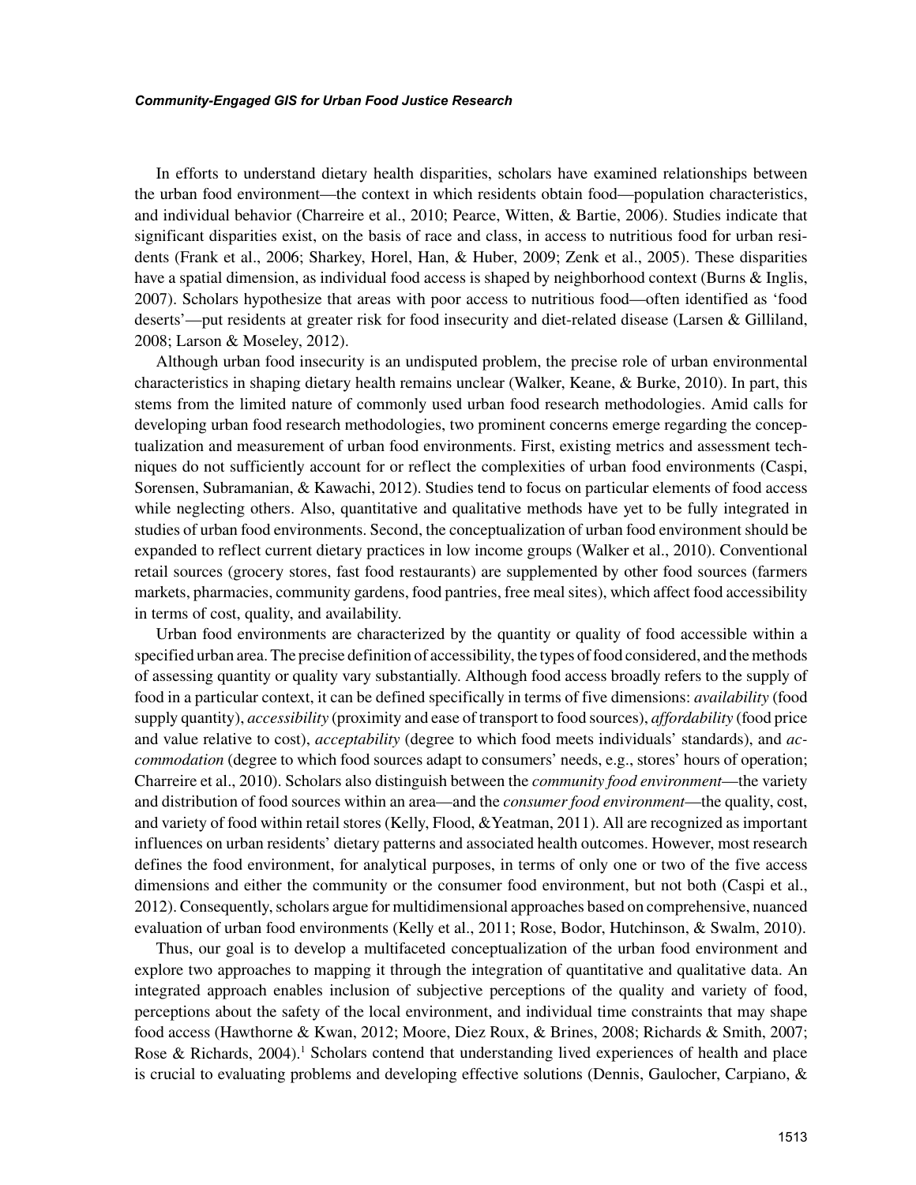In efforts to understand dietary health disparities, scholars have examined relationships between the urban food environment—the context in which residents obtain food—population characteristics, and individual behavior (Charreire et al., 2010; Pearce, Witten, & Bartie, 2006). Studies indicate that significant disparities exist, on the basis of race and class, in access to nutritious food for urban residents (Frank et al., 2006; Sharkey, Horel, Han, & Huber, 2009; Zenk et al., 2005). These disparities have a spatial dimension, as individual food access is shaped by neighborhood context (Burns & Inglis, 2007). Scholars hypothesize that areas with poor access to nutritious food—often identified as 'food deserts'—put residents at greater risk for food insecurity and diet-related disease (Larsen & Gilliland, 2008; Larson & Moseley, 2012).

Although urban food insecurity is an undisputed problem, the precise role of urban environmental characteristics in shaping dietary health remains unclear (Walker, Keane, & Burke, 2010). In part, this stems from the limited nature of commonly used urban food research methodologies. Amid calls for developing urban food research methodologies, two prominent concerns emerge regarding the conceptualization and measurement of urban food environments. First, existing metrics and assessment techniques do not sufficiently account for or reflect the complexities of urban food environments (Caspi, Sorensen, Subramanian, & Kawachi, 2012). Studies tend to focus on particular elements of food access while neglecting others. Also, quantitative and qualitative methods have yet to be fully integrated in studies of urban food environments. Second, the conceptualization of urban food environment should be expanded to reflect current dietary practices in low income groups (Walker et al., 2010). Conventional retail sources (grocery stores, fast food restaurants) are supplemented by other food sources (farmers markets, pharmacies, community gardens, food pantries, free meal sites), which affect food accessibility in terms of cost, quality, and availability.

Urban food environments are characterized by the quantity or quality of food accessible within a specified urban area. The precise definition of accessibility, the types of food considered, and the methods of assessing quantity or quality vary substantially. Although food access broadly refers to the supply of food in a particular context, it can be defined specifically in terms of five dimensions: *availability* (food supply quantity), *accessibility* (proximity and ease of transport to food sources), *affordability* (food price and value relative to cost), *acceptability* (degree to which food meets individuals' standards), and *accommodation* (degree to which food sources adapt to consumers' needs, e.g., stores' hours of operation; Charreire et al., 2010). Scholars also distinguish between the *community food environment*—the variety and distribution of food sources within an area—and the *consumer food environment*—the quality, cost, and variety of food within retail stores (Kelly, Flood, &Yeatman, 2011). All are recognized as important influences on urban residents' dietary patterns and associated health outcomes. However, most research defines the food environment, for analytical purposes, in terms of only one or two of the five access dimensions and either the community or the consumer food environment, but not both (Caspi et al., 2012). Consequently, scholars argue for multidimensional approaches based on comprehensive, nuanced evaluation of urban food environments (Kelly et al., 2011; Rose, Bodor, Hutchinson, & Swalm, 2010).

Thus, our goal is to develop a multifaceted conceptualization of the urban food environment and explore two approaches to mapping it through the integration of quantitative and qualitative data. An integrated approach enables inclusion of subjective perceptions of the quality and variety of food, perceptions about the safety of the local environment, and individual time constraints that may shape food access (Hawthorne & Kwan, 2012; Moore, Diez Roux, & Brines, 2008; Richards & Smith, 2007; Rose & Richards, 2004).[1] Scholars contend that understanding lived experiences of health and place is crucial to evaluating problems and developing effective solutions (Dennis, Gaulocher, Carpiano, &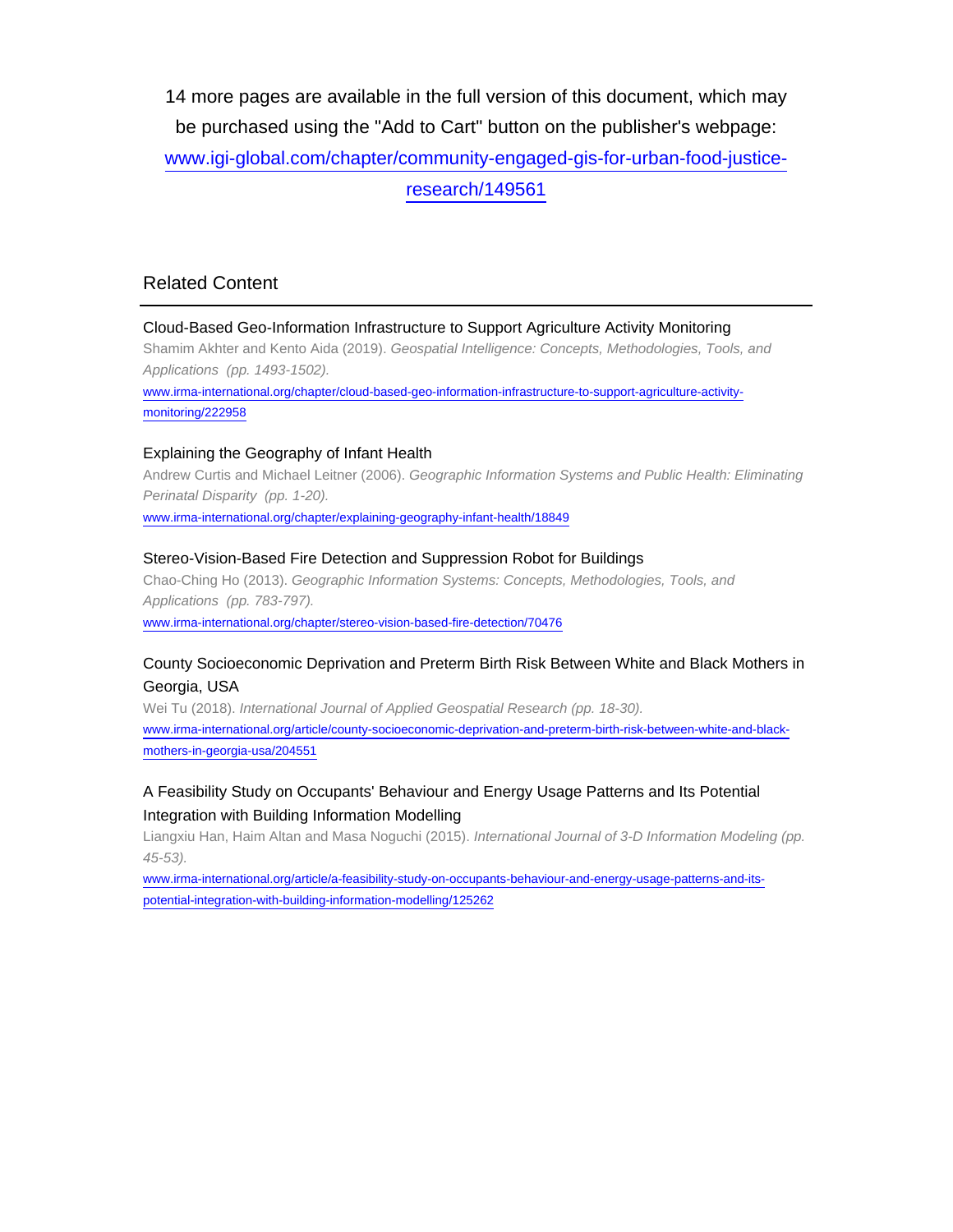14 more pages are available in the full version of this document, which may be purchased using the "Add to Cart" button on the publisher's webpage: www.igi-global.com/chapter/community-engaged-gis-for-urban-food-justice-research/149561

## Related Content

Cloud-Based Geo-Information Infrastructure to Support Agriculture Activity Monitoring
Shamim Akhter and Kento Aida (2019). *Geospatial Intelligence: Concepts, Methodologies, Tools, and Applications (pp. 1493-1502).*
www.irma-international.org/chapter/cloud-based-geo-information-infrastructure-to-support-agriculture-activity-monitoring/222958

Explaining the Geography of Infant Health
Andrew Curtis and Michael Leitner (2006). *Geographic Information Systems and Public Health: Eliminating Perinatal Disparity (pp. 1-20).*
www.irma-international.org/chapter/explaining-geography-infant-health/18849

Stereo-Vision-Based Fire Detection and Suppression Robot for Buildings
Chao-Ching Ho (2013). *Geographic Information Systems: Concepts, Methodologies, Tools, and Applications (pp. 783-797).*
www.irma-international.org/chapter/stereo-vision-based-fire-detection/70476

County Socioeconomic Deprivation and Preterm Birth Risk Between White and Black Mothers in Georgia, USA
Wei Tu (2018). *International Journal of Applied Geospatial Research (pp. 18-30).*
www.irma-international.org/article/county-socioeconomic-deprivation-and-preterm-birth-risk-between-white-and-black-mothers-in-georgia-usa/204551

A Feasibility Study on Occupants' Behaviour and Energy Usage Patterns and Its Potential Integration with Building Information Modelling
Liangxiu Han, Haim Altan and Masa Noguchi (2015). *International Journal of 3-D Information Modeling (pp. 45-53).*
www.irma-international.org/article/a-feasibility-study-on-occupants-behaviour-and-energy-usage-patterns-and-its-potential-integration-with-building-information-modelling/125262